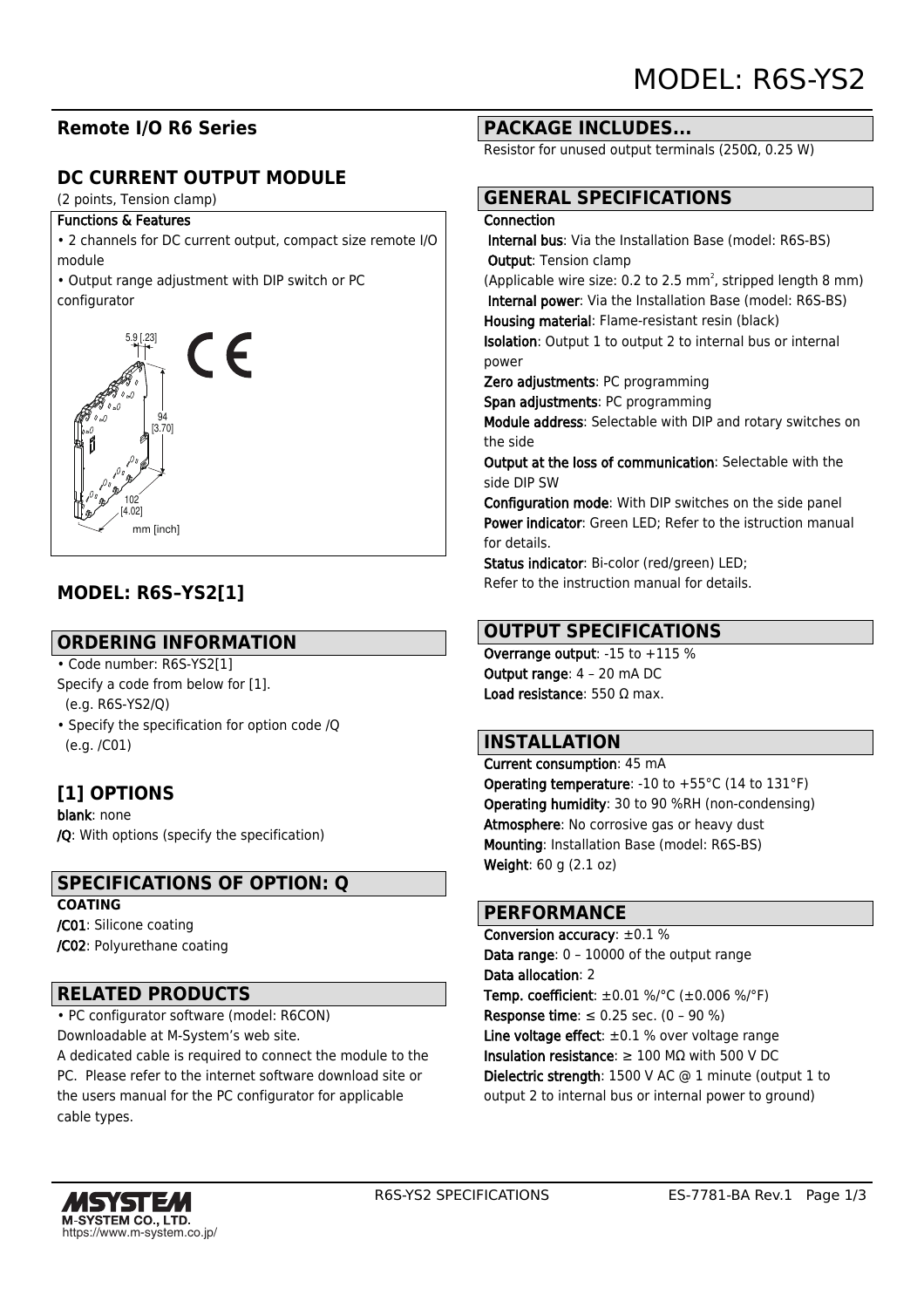# MODEL: R6S-YS2

## Remote I/O R6 Series

## DC CURRENT OUTPUT MODULE

(2 points, Tension clamp)

**Functions & Features**

• 2 channels for DC current output, compact size remote I/O module

• Output range adjustment with DIP switch or PC configurator

5.9 [.23]

94 [3.70]

102 [4.02]

mm [inch]

## MODEL: R6S–YS2[1]

## ORDERING INFORMATION

• Code number: R6S-YS2[1]
Specify a code from below for [1].
(e.g. R6S-YS2/Q)

• Specify the specification for option code /Q
(e.g. /C01)

## [1] OPTIONS

**blank**: none
**/Q**: With options (specify the specification)

## SPECIFICATIONS OF OPTION: Q

**COATING**
**/C01**: Silicone coating
**/C02**: Polyurethane coating

## RELATED PRODUCTS

• PC configurator software (model: R6CON)
Downloadable at M-System's web site.
A dedicated cable is required to connect the module to the PC. Please refer to the internet software download site or the users manual for the PC configurator for applicable cable types.

## PACKAGE INCLUDES...

Resistor for unused output terminals (250Ω, 0.25 W)

## GENERAL SPECIFICATIONS

**Connection**
**Internal bus**: Via the Installation Base (model: R6S-BS)
**Output**: Tension clamp
(Applicable wire size: 0.2 to 2.5 $mm^2$, stripped length 8 mm)
**Internal power**: Via the Installation Base (model: R6S-BS)
**Housing material**: Flame-resistant resin (black)
**Isolation**: Output 1 to output 2 to internal bus or internal power
**Zero adjustments**: PC programming
**Span adjustments**: PC programming
**Module address**: Selectable with DIP and rotary switches on the side
**Output at the loss of communication**: Selectable with the side DIP SW
**Configuration mode**: With DIP switches on the side panel
**Power indicator**: Green LED; Refer to the istruction manual for details.
**Status indicator**: Bi-color (red/green) LED;
Refer to the instruction manual for details.

## OUTPUT SPECIFICATIONS

**Overrange output**: -15 to +115 %
**Output range**: 4 – 20 mA DC
**Load resistance**: 550 Ω max.

## INSTALLATION

**Current consumption**: 45 mA
**Operating temperature**: -10 to +55°C (14 to 131°F)
**Operating humidity**: 30 to 90 %RH (non-condensing)
**Atmosphere**: No corrosive gas or heavy dust
**Mounting**: Installation Base (model: R6S-BS)
**Weight**: 60 g (2.1 oz)

## PERFORMANCE

**Conversion accuracy**: ±0.1 %
**Data range**: 0 – 10000 of the output range
**Data allocation**: 2
**Temp. coefficient**: ±0.01 %/°C (±0.006 %/°F)
**Response time**: ≤ 0.25 sec. (0 – 90 %)
**Line voltage effect**: ±0.1 % over voltage range
**Insulation resistance**: ≥ 100 MΩ with 500 V DC
**Dielectric strength**: 1500 V AC @ 1 minute (output 1 to output 2 to internal bus or internal power to ground)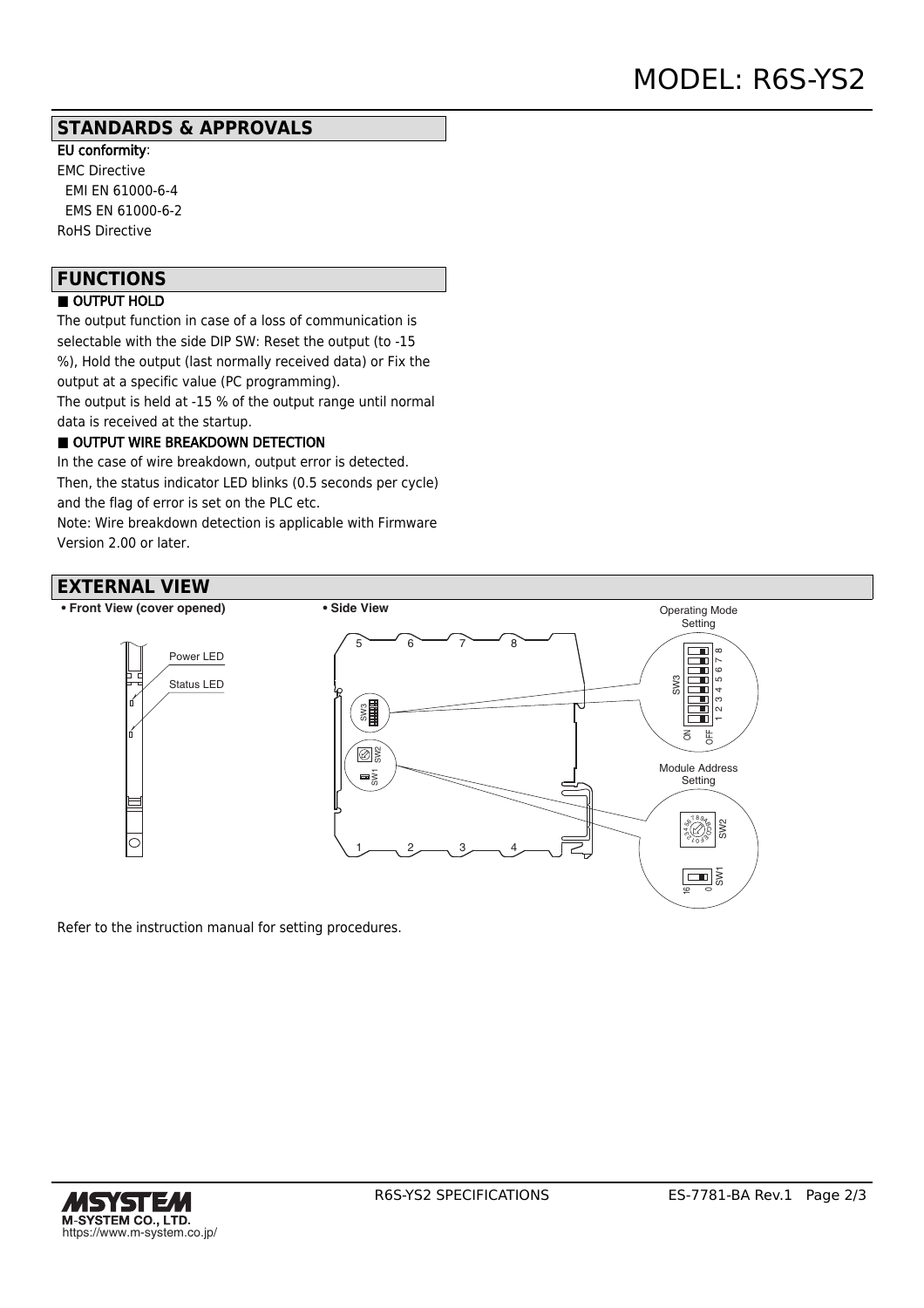## STANDARDS & APPROVALS

EU conformity:
EMC Directive
  EMI EN 61000-6-4
  EMS EN 61000-6-2
RoHS Directive

## FUNCTIONS

■ OUTPUT HOLD

The output function in case of a loss of communication is selectable with the side DIP SW: Reset the output (to -15 %), Hold the output (last normally received data) or Fix the output at a specific value (PC programming).
The output is held at -15 % of the output range until normal data is received at the startup.

■ OUTPUT WIRE BREAKDOWN DETECTION

In the case of wire breakdown, output error is detected. Then, the status indicator LED blinks (0.5 seconds per cycle) and the flag of error is set on the PLC etc.
Note: Wire breakdown detection is applicable with Firmware Version 2.00 or later.

## EXTERNAL VIEW

• Front View (cover opened)

Power LED
Status LED

• Side View

Operating Mode Setting
SW3

Module Address Setting
SW2
SW1

Refer to the instruction manual for setting procedures.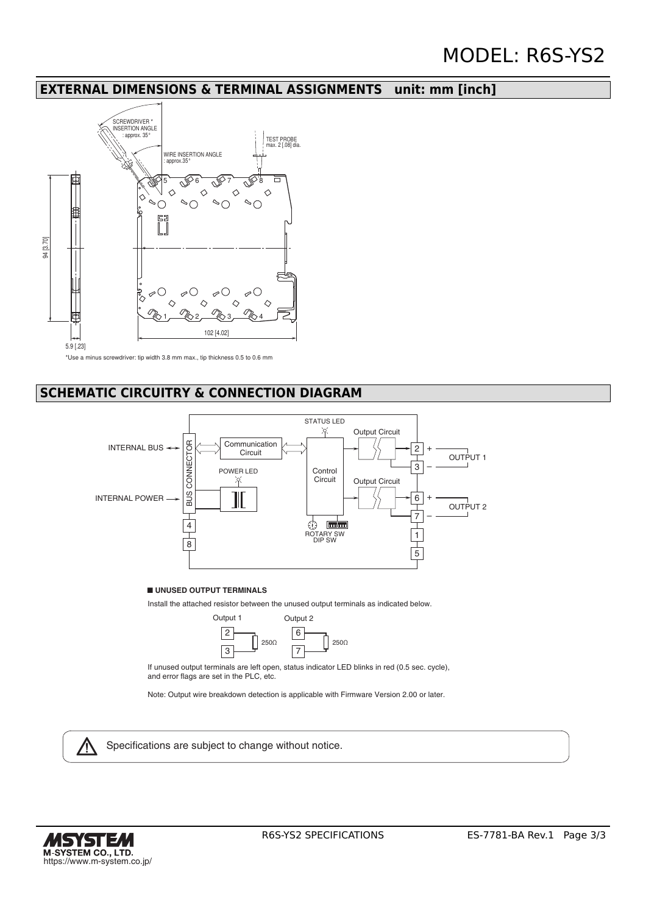## EXTERNAL DIMENSIONS & TERMINAL ASSIGNMENTS unit: mm [inch]

SCREWDRIVER *
INSERTION ANGLE
: approx. 35°

WIRE INSERTION ANGLE
: approx.35°

TEST PROBE
max. 2 [.08] dia.

94 [3.70]

102 [4.02]

5.9 [.23]

*Use a minus screwdriver: tip width 3.8 mm max., tip thickness 0.5 to 0.6 mm

## SCHEMATIC CIRCUITRY & CONNECTION DIAGRAM

INTERNAL BUS

INTERNAL POWER

BUS CONNECTOR

Communication Circuit

POWER LED

STATUS LED

Control Circuit

Output Circuit

OUTPUT 1

OUTPUT 2

ROTARY SW
DIP SW

### ■ UNUSED OUTPUT TERMINALS

Install the attached resistor between the unused output terminals as indicated below.

Output 1: 2, 3, 250Ω

Output 2: 6, 7, 250Ω

If unused output terminals are left open, status indicator LED blinks in red (0.5 sec. cycle), and error flags are set in the PLC, etc.

Note: Output wire breakdown detection is applicable with Firmware Version 2.00 or later.

Specifications are subject to change without notice.